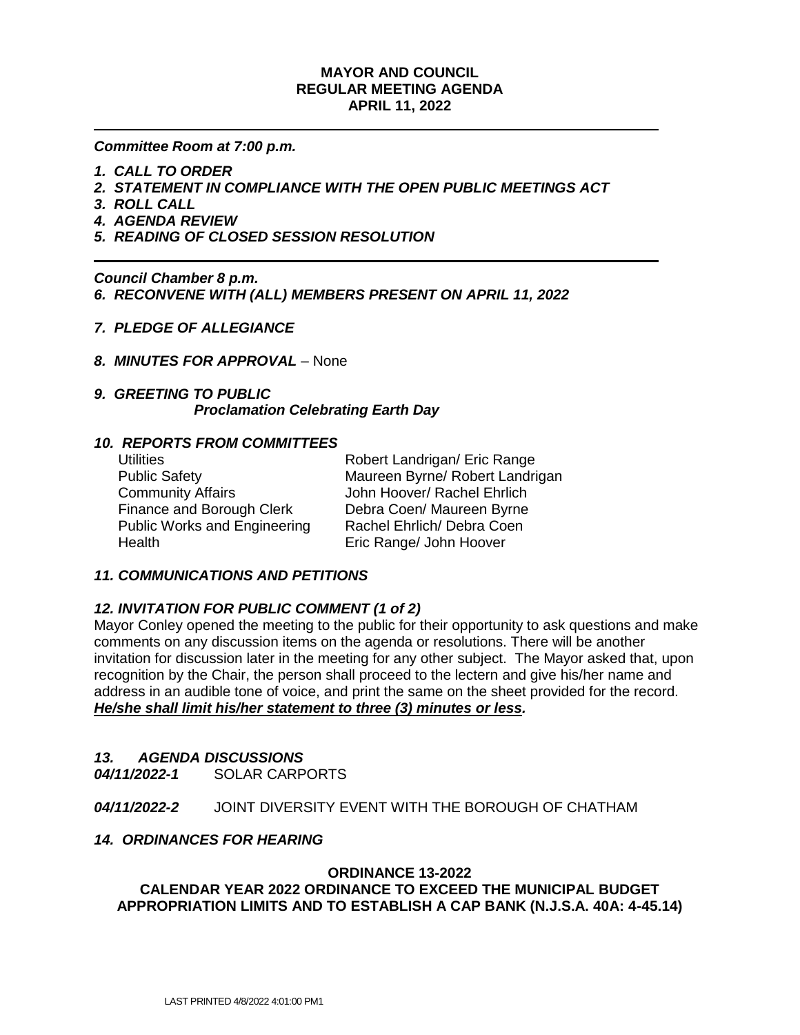**MAYOR AND COUNCIL**
**REGULAR MEETING AGENDA**
**APRIL 11, 2022**

---

***Committee Room at 7:00 p.m.***

1. ***CALL TO ORDER***
2. ***STATEMENT IN COMPLIANCE WITH THE OPEN PUBLIC MEETINGS ACT***
3. ***ROLL CALL***
4. ***AGENDA REVIEW***
5. ***READING OF CLOSED SESSION RESOLUTION***

---

***Council Chamber 8 p.m.***

6. ***RECONVENE WITH (ALL) MEMBERS PRESENT ON APRIL 11, 2022***
7. ***PLEDGE OF ALLEGIANCE***
8. ***MINUTES FOR APPROVAL*** – None
9. ***GREETING TO PUBLIC***
   ***Proclamation Celebrating Earth Day***

***10. REPORTS FROM COMMITTEES***

| | |
|---|---|
| Utilities | Robert Landrigan/ Eric Range |
| Public Safety | Maureen Byrne/ Robert Landrigan |
| Community Affairs | John Hoover/ Rachel Ehrlich |
| Finance and Borough Clerk | Debra Coen/ Maureen Byrne |
| Public Works and Engineering | Rachel Ehrlich/ Debra Coen |
| Health | Eric Range/ John Hoover |

***11. COMMUNICATIONS AND PETITIONS***

***12. INVITATION FOR PUBLIC COMMENT (1 of 2)***

Mayor Conley opened the meeting to the public for their opportunity to ask questions and make comments on any discussion items on the agenda or resolutions. There will be another invitation for discussion later in the meeting for any other subject. The Mayor asked that, upon recognition by the Chair, the person shall proceed to the lectern and give his/her name and address in an audible tone of voice, and print the same on the sheet provided for the record. ***He/she shall limit his/her statement to three (3) minutes or less.***

***13. AGENDA DISCUSSIONS***

***04/11/2022-1*** SOLAR CARPORTS

***04/11/2022-2*** JOINT DIVERSITY EVENT WITH THE BOROUGH OF CHATHAM

***14. ORDINANCES FOR HEARING***

**ORDINANCE 13-2022**
**CALENDAR YEAR 2022 ORDINANCE TO EXCEED THE MUNICIPAL BUDGET APPROPRIATION LIMITS AND TO ESTABLISH A CAP BANK (N.J.S.A. 40A: 4-45.14)**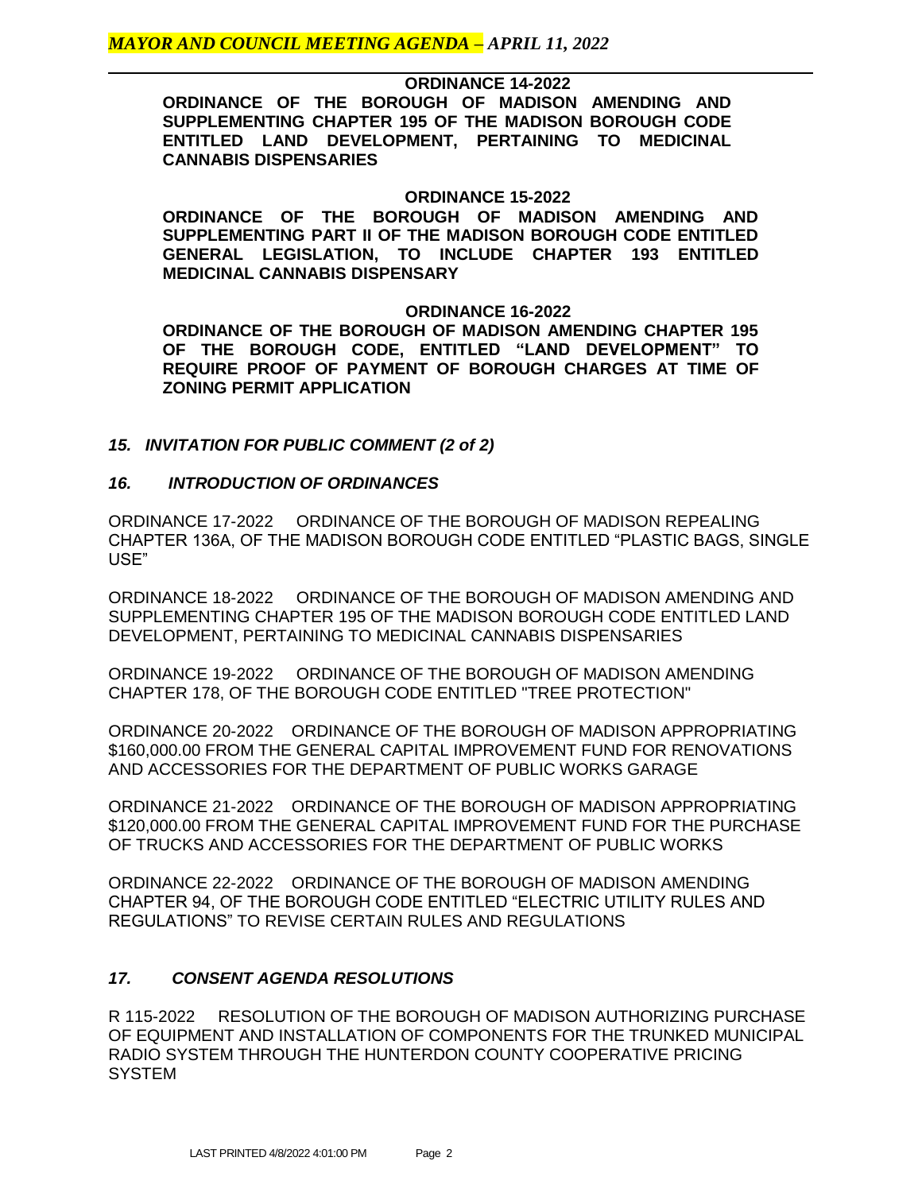**ORDINANCE 14-2022**

**ORDINANCE OF THE BOROUGH OF MADISON AMENDING AND SUPPLEMENTING CHAPTER 195 OF THE MADISON BOROUGH CODE ENTITLED LAND DEVELOPMENT, PERTAINING TO MEDICINAL CANNABIS DISPENSARIES**

**ORDINANCE 15-2022**

**ORDINANCE OF THE BOROUGH OF MADISON AMENDING AND SUPPLEMENTING PART II OF THE MADISON BOROUGH CODE ENTITLED GENERAL LEGISLATION, TO INCLUDE CHAPTER 193 ENTITLED MEDICINAL CANNABIS DISPENSARY**

**ORDINANCE 16-2022**

**ORDINANCE OF THE BOROUGH OF MADISON AMENDING CHAPTER 195 OF THE BOROUGH CODE, ENTITLED "LAND DEVELOPMENT" TO REQUIRE PROOF OF PAYMENT OF BOROUGH CHARGES AT TIME OF ZONING PERMIT APPLICATION**

### *15. INVITATION FOR PUBLIC COMMENT (2 of 2)*

### *16. INTRODUCTION OF ORDINANCES*

ORDINANCE 17-2022 ORDINANCE OF THE BOROUGH OF MADISON REPEALING CHAPTER 136A, OF THE MADISON BOROUGH CODE ENTITLED "PLASTIC BAGS, SINGLE USE"

ORDINANCE 18-2022 ORDINANCE OF THE BOROUGH OF MADISON AMENDING AND SUPPLEMENTING CHAPTER 195 OF THE MADISON BOROUGH CODE ENTITLED LAND DEVELOPMENT, PERTAINING TO MEDICINAL CANNABIS DISPENSARIES

ORDINANCE 19-2022 ORDINANCE OF THE BOROUGH OF MADISON AMENDING CHAPTER 178, OF THE BOROUGH CODE ENTITLED "TREE PROTECTION"

ORDINANCE 20-2022 ORDINANCE OF THE BOROUGH OF MADISON APPROPRIATING $160,000.00 FROM THE GENERAL CAPITAL IMPROVEMENT FUND FOR RENOVATIONS AND ACCESSORIES FOR THE DEPARTMENT OF PUBLIC WORKS GARAGE

ORDINANCE 21-2022 ORDINANCE OF THE BOROUGH OF MADISON APPROPRIATING $120,000.00 FROM THE GENERAL CAPITAL IMPROVEMENT FUND FOR THE PURCHASE OF TRUCKS AND ACCESSORIES FOR THE DEPARTMENT OF PUBLIC WORKS

ORDINANCE 22-2022 ORDINANCE OF THE BOROUGH OF MADISON AMENDING CHAPTER 94, OF THE BOROUGH CODE ENTITLED "ELECTRIC UTILITY RULES AND REGULATIONS" TO REVISE CERTAIN RULES AND REGULATIONS

### *17. CONSENT AGENDA RESOLUTIONS*

R 115-2022 RESOLUTION OF THE BOROUGH OF MADISON AUTHORIZING PURCHASE OF EQUIPMENT AND INSTALLATION OF COMPONENTS FOR THE TRUNKED MUNICIPAL RADIO SYSTEM THROUGH THE HUNTERDON COUNTY COOPERATIVE PRICING SYSTEM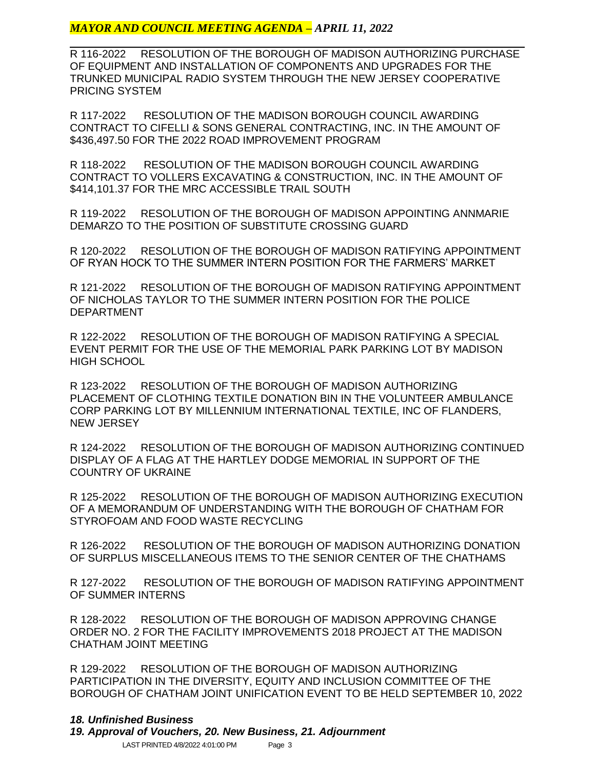R 116-2022 RESOLUTION OF THE BOROUGH OF MADISON AUTHORIZING PURCHASE OF EQUIPMENT AND INSTALLATION OF COMPONENTS AND UPGRADES FOR THE TRUNKED MUNICIPAL RADIO SYSTEM THROUGH THE NEW JERSEY COOPERATIVE PRICING SYSTEM

R 117-2022 RESOLUTION OF THE MADISON BOROUGH COUNCIL AWARDING CONTRACT TO CIFELLI & SONS GENERAL CONTRACTING, INC. IN THE AMOUNT OF $436,497.50 FOR THE 2022 ROAD IMPROVEMENT PROGRAM

R 118-2022 RESOLUTION OF THE MADISON BOROUGH COUNCIL AWARDING CONTRACT TO VOLLERS EXCAVATING & CONSTRUCTION, INC. IN THE AMOUNT OF $414,101.37 FOR THE MRC ACCESSIBLE TRAIL SOUTH

R 119-2022 RESOLUTION OF THE BOROUGH OF MADISON APPOINTING ANNMARIE DEMARZO TO THE POSITION OF SUBSTITUTE CROSSING GUARD

R 120-2022 RESOLUTION OF THE BOROUGH OF MADISON RATIFYING APPOINTMENT OF RYAN HOCK TO THE SUMMER INTERN POSITION FOR THE FARMERS' MARKET

R 121-2022 RESOLUTION OF THE BOROUGH OF MADISON RATIFYING APPOINTMENT OF NICHOLAS TAYLOR TO THE SUMMER INTERN POSITION FOR THE POLICE DEPARTMENT

R 122-2022 RESOLUTION OF THE BOROUGH OF MADISON RATIFYING A SPECIAL EVENT PERMIT FOR THE USE OF THE MEMORIAL PARK PARKING LOT BY MADISON HIGH SCHOOL

R 123-2022 RESOLUTION OF THE BOROUGH OF MADISON AUTHORIZING PLACEMENT OF CLOTHING TEXTILE DONATION BIN IN THE VOLUNTEER AMBULANCE CORP PARKING LOT BY MILLENNIUM INTERNATIONAL TEXTILE, INC OF FLANDERS, NEW JERSEY

R 124-2022 RESOLUTION OF THE BOROUGH OF MADISON AUTHORIZING CONTINUED DISPLAY OF A FLAG AT THE HARTLEY DODGE MEMORIAL IN SUPPORT OF THE COUNTRY OF UKRAINE

R 125-2022 RESOLUTION OF THE BOROUGH OF MADISON AUTHORIZING EXECUTION OF A MEMORANDUM OF UNDERSTANDING WITH THE BOROUGH OF CHATHAM FOR STYROFOAM AND FOOD WASTE RECYCLING

R 126-2022 RESOLUTION OF THE BOROUGH OF MADISON AUTHORIZING DONATION OF SURPLUS MISCELLANEOUS ITEMS TO THE SENIOR CENTER OF THE CHATHAMS

R 127-2022 RESOLUTION OF THE BOROUGH OF MADISON RATIFYING APPOINTMENT OF SUMMER INTERNS

R 128-2022 RESOLUTION OF THE BOROUGH OF MADISON APPROVING CHANGE ORDER NO. 2 FOR THE FACILITY IMPROVEMENTS 2018 PROJECT AT THE MADISON CHATHAM JOINT MEETING

R 129-2022 RESOLUTION OF THE BOROUGH OF MADISON AUTHORIZING PARTICIPATION IN THE DIVERSITY, EQUITY AND INCLUSION COMMITTEE OF THE BOROUGH OF CHATHAM JOINT UNIFICATION EVENT TO BE HELD SEPTEMBER 10, 2022

***18. Unfinished Business***

***19. Approval of Vouchers, 20. New Business, 21. Adjournment***